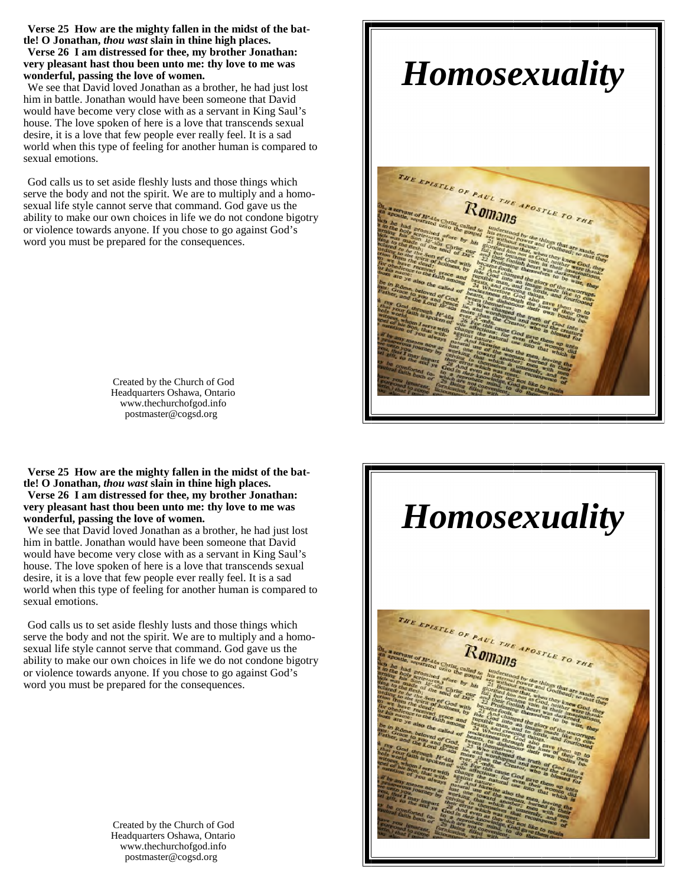**Verse 25 How are the mighty fallen in the midst of the battle! O Jonathan, *thou wast* slain in thine high places.**

**Verse 26 I am distressed for thee, my brother Jonathan: very pleasant hast thou been unto me: thy love to me was wonderful, passing the love of women.**

We see that David loved Jonathan as a brother, he had just lost him in battle. Jonathan would have been someone that David would have become very close with as a servant in King Saul's house. The love spoken of here is a love that transcends sexual desire, it is a love that few people ever really feel. It is a sad world when this type of feeling for another human is compared to sexual emotions.

God calls us to set aside fleshly lusts and those things which serve the body and not the spirit. We are to multiply and a homosexual life style cannot serve that command. God gave us the ability to make our own choices in life we do not condone bigotry or violence towards anyone. If you chose to go against God's word you must be prepared for the consequences.

Created by the Church of God
Headquarters Oshawa, Ontario
www.thechurchofgod.info
postmaster@cogsd.org

# *Homosexuality*

**Verse 25 How are the mighty fallen in the midst of the battle! O Jonathan, *thou wast* slain in thine high places.**

**Verse 26 I am distressed for thee, my brother Jonathan: very pleasant hast thou been unto me: thy love to me was wonderful, passing the love of women.**

We see that David loved Jonathan as a brother, he had just lost him in battle. Jonathan would have been someone that David would have become very close with as a servant in King Saul's house. The love spoken of here is a love that transcends sexual desire, it is a love that few people ever really feel. It is a sad world when this type of feeling for another human is compared to sexual emotions.

God calls us to set aside fleshly lusts and those things which serve the body and not the spirit. We are to multiply and a homosexual life style cannot serve that command. God gave us the ability to make our own choices in life we do not condone bigotry or violence towards anyone. If you chose to go against God's word you must be prepared for the consequences.

Created by the Church of God
Headquarters Oshawa, Ontario
www.thechurchofgod.info
postmaster@cogsd.org

# *Homosexuality*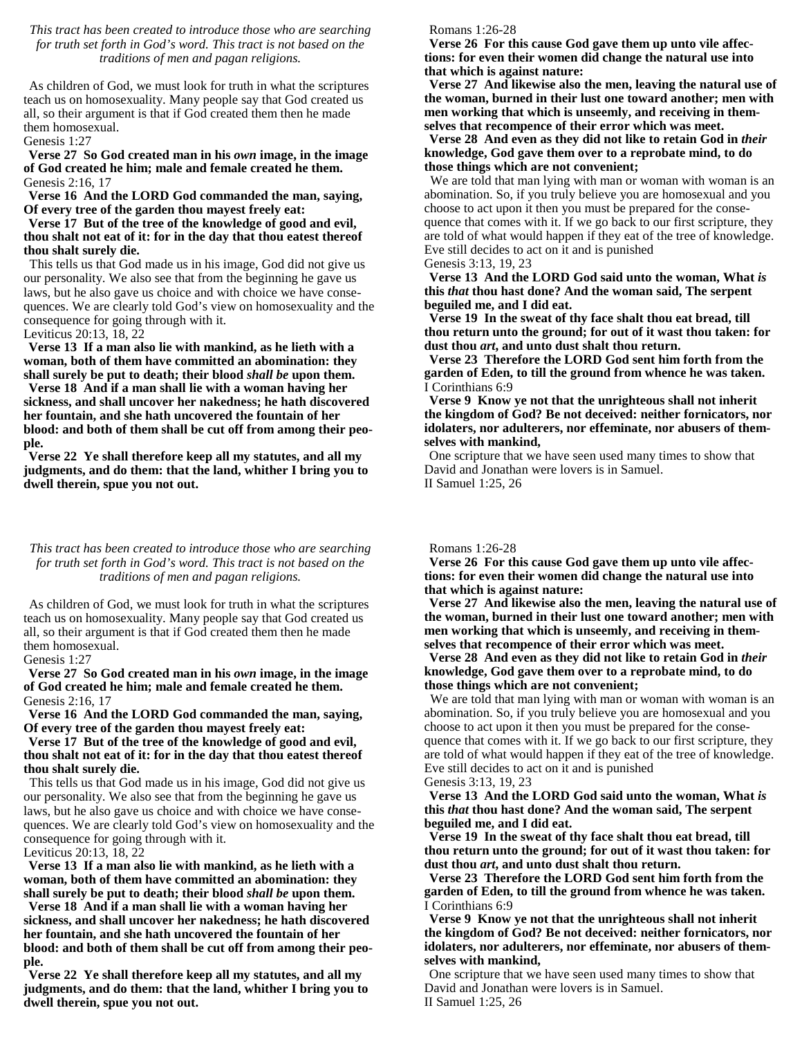*This tract has been created to introduce those who are searching for truth set forth in God's word. This tract is not based on the traditions of men and pagan religions.*

As children of God, we must look for truth in what the scriptures teach us on homosexuality. Many people say that God created us all, so their argument is that if God created them then he made them homosexual.

Genesis 1:27

**Verse 27 So God created man in his *own* image, in the image of God created he him; male and female created he them.**

Genesis 2:16, 17

**Verse 16 And the LORD God commanded the man, saying, Of every tree of the garden thou mayest freely eat:**

**Verse 17 But of the tree of the knowledge of good and evil, thou shalt not eat of it: for in the day that thou eatest thereof thou shalt surely die.**

This tells us that God made us in his image, God did not give us our personality. We also see that from the beginning he gave us laws, but he also gave us choice and with choice we have consequences. We are clearly told God's view on homosexuality and the consequence for going through with it.

Leviticus 20:13, 18, 22

**Verse 13 If a man also lie with mankind, as he lieth with a woman, both of them have committed an abomination: they shall surely be put to death; their blood *shall be* upon them.**

**Verse 18 And if a man shall lie with a woman having her sickness, and shall uncover her nakedness; he hath discovered her fountain, and she hath uncovered the fountain of her blood: and both of them shall be cut off from among their people.**

**Verse 22 Ye shall therefore keep all my statutes, and all my judgments, and do them: that the land, whither I bring you to dwell therein, spue you not out.**

Romans 1:26-28

**Verse 26 For this cause God gave them up unto vile affections: for even their women did change the natural use into that which is against nature:**

**Verse 27 And likewise also the men, leaving the natural use of the woman, burned in their lust one toward another; men with men working that which is unseemly, and receiving in themselves that recompence of their error which was meet.**

**Verse 28 And even as they did not like to retain God in *their* knowledge, God gave them over to a reprobate mind, to do those things which are not convenient;**

We are told that man lying with man or woman with woman is an abomination. So, if you truly believe you are homosexual and you choose to act upon it then you must be prepared for the consequence that comes with it. If we go back to our first scripture, they are told of what would happen if they eat of the tree of knowledge. Eve still decides to act on it and is punished

Genesis 3:13, 19, 23

**Verse 13 And the LORD God said unto the woman, What *is* this *that* thou hast done? And the woman said, The serpent beguiled me, and I did eat.**

**Verse 19 In the sweat of thy face shalt thou eat bread, till thou return unto the ground; for out of it wast thou taken: for dust thou *art*, and unto dust shalt thou return.**

**Verse 23 Therefore the LORD God sent him forth from the garden of Eden, to till the ground from whence he was taken.**

I Corinthians 6:9

**Verse 9 Know ye not that the unrighteous shall not inherit the kingdom of God? Be not deceived: neither fornicators, nor idolaters, nor adulterers, nor effeminate, nor abusers of themselves with mankind,**

One scripture that we have seen used many times to show that David and Jonathan were lovers is in Samuel.

II Samuel 1:25, 26

*This tract has been created to introduce those who are searching for truth set forth in God's word. This tract is not based on the traditions of men and pagan religions.*

As children of God, we must look for truth in what the scriptures teach us on homosexuality. Many people say that God created us all, so their argument is that if God created them then he made them homosexual.

Genesis 1:27

**Verse 27 So God created man in his *own* image, in the image of God created he him; male and female created he them.**

Genesis 2:16, 17

**Verse 16 And the LORD God commanded the man, saying, Of every tree of the garden thou mayest freely eat:**

**Verse 17 But of the tree of the knowledge of good and evil, thou shalt not eat of it: for in the day that thou eatest thereof thou shalt surely die.**

This tells us that God made us in his image, God did not give us our personality. We also see that from the beginning he gave us laws, but he also gave us choice and with choice we have consequences. We are clearly told God's view on homosexuality and the consequence for going through with it.

Leviticus 20:13, 18, 22

**Verse 13 If a man also lie with mankind, as he lieth with a woman, both of them have committed an abomination: they shall surely be put to death; their blood *shall be* upon them.**

**Verse 18 And if a man shall lie with a woman having her sickness, and shall uncover her nakedness; he hath discovered her fountain, and she hath uncovered the fountain of her blood: and both of them shall be cut off from among their people.**

**Verse 22 Ye shall therefore keep all my statutes, and all my judgments, and do them: that the land, whither I bring you to dwell therein, spue you not out.**

Romans 1:26-28

**Verse 26 For this cause God gave them up unto vile affections: for even their women did change the natural use into that which is against nature:**

**Verse 27 And likewise also the men, leaving the natural use of the woman, burned in their lust one toward another; men with men working that which is unseemly, and receiving in themselves that recompence of their error which was meet.**

**Verse 28 And even as they did not like to retain God in *their* knowledge, God gave them over to a reprobate mind, to do those things which are not convenient;**

We are told that man lying with man or woman with woman is an abomination. So, if you truly believe you are homosexual and you choose to act upon it then you must be prepared for the consequence that comes with it. If we go back to our first scripture, they are told of what would happen if they eat of the tree of knowledge. Eve still decides to act on it and is punished

Genesis 3:13, 19, 23

**Verse 13 And the LORD God said unto the woman, What *is* this *that* thou hast done? And the woman said, The serpent beguiled me, and I did eat.**

**Verse 19 In the sweat of thy face shalt thou eat bread, till thou return unto the ground; for out of it wast thou taken: for dust thou *art*, and unto dust shalt thou return.**

**Verse 23 Therefore the LORD God sent him forth from the garden of Eden, to till the ground from whence he was taken.**

I Corinthians 6:9

**Verse 9 Know ye not that the unrighteous shall not inherit the kingdom of God? Be not deceived: neither fornicators, nor idolaters, nor adulterers, nor effeminate, nor abusers of themselves with mankind,**

One scripture that we have seen used many times to show that David and Jonathan were lovers is in Samuel.

II Samuel 1:25, 26